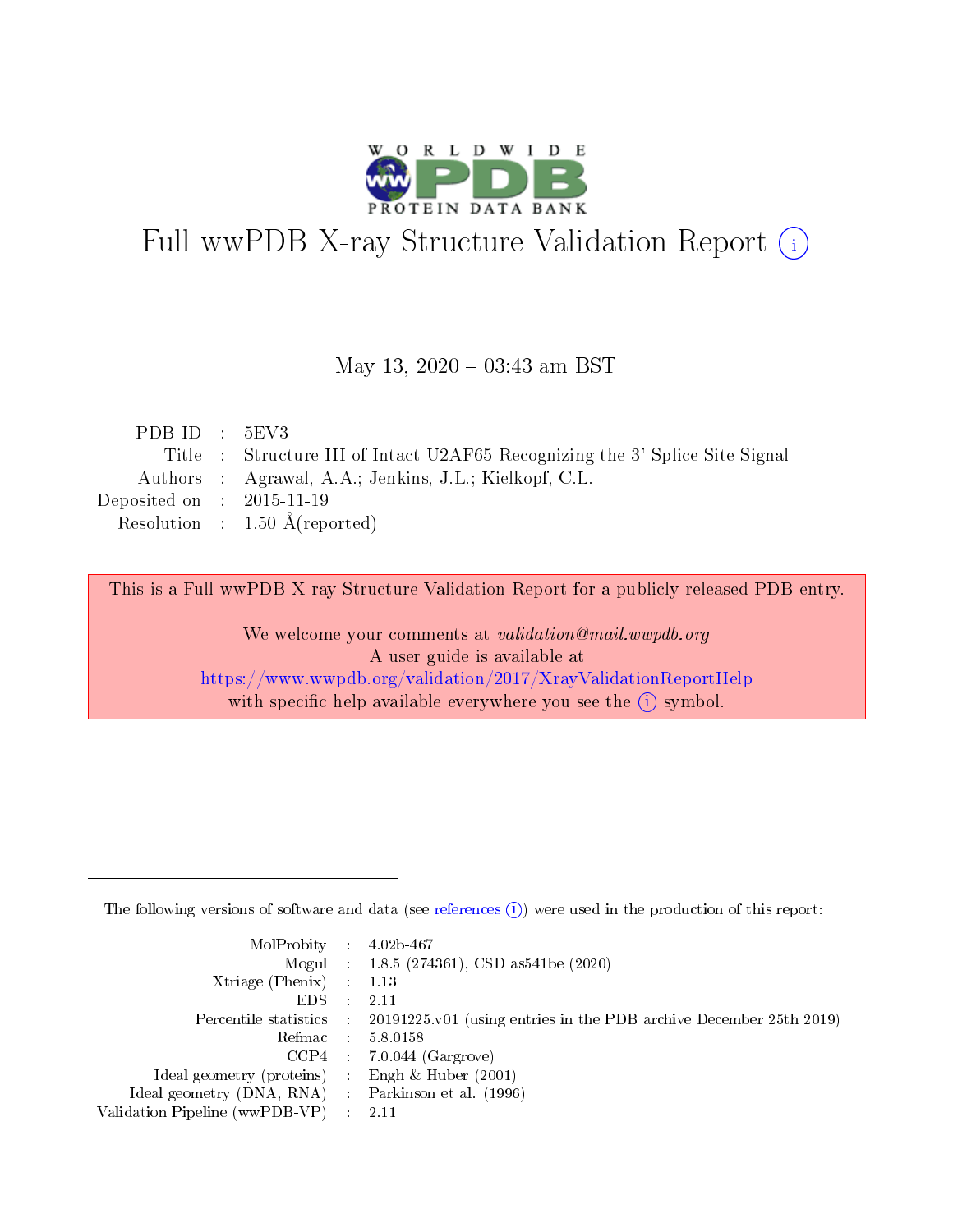# Full wwPDB X-ray Structure Validation Report (i)

May 13, 2020 – 03:43 am BST

| | | |
|---|---|---|
| PDB ID | : | 5EV3 |
| Title | : | Structure III of Intact U2AF65 Recognizing the 3' Splice Site Signal |
| Authors | : | Agrawal, A.A.; Jenkins, J.L.; Kielkopf, C.L. |
| Deposited on | : | 2015-11-19 |
| Resolution | : | 1.50 Å(reported) |

This is a Full wwPDB X-ray Structure Validation Report for a publicly released PDB entry.

We welcome your comments at *validation@mail.wwpdb.org*
A user guide is available at
https://www.wwpdb.org/validation/2017/XrayValidationReportHelp
with specific help available everywhere you see the (i) symbol.

---

The following versions of software and data (see references (i)) were used in the production of this report:

| | | |
|---|---|---|
| MolProbity | : | 4.02b-467 |
| Mogul | : | 1.8.5 (274361), CSD as541be (2020) |
| Xtriage (Phenix) | : | 1.13 |
| EDS | : | 2.11 |
| Percentile statistics | : | 20191225.v01 (using entries in the PDB archive December 25th 2019) |
| Refmac | : | 5.8.0158 |
| CCP4 | : | 7.0.044 (Gargrove) |
| Ideal geometry (proteins) | : | Engh & Huber (2001) |
| Ideal geometry (DNA, RNA) | : | Parkinson et al. (1996) |
| Validation Pipeline (wwPDB-VP) | : | 2.11 |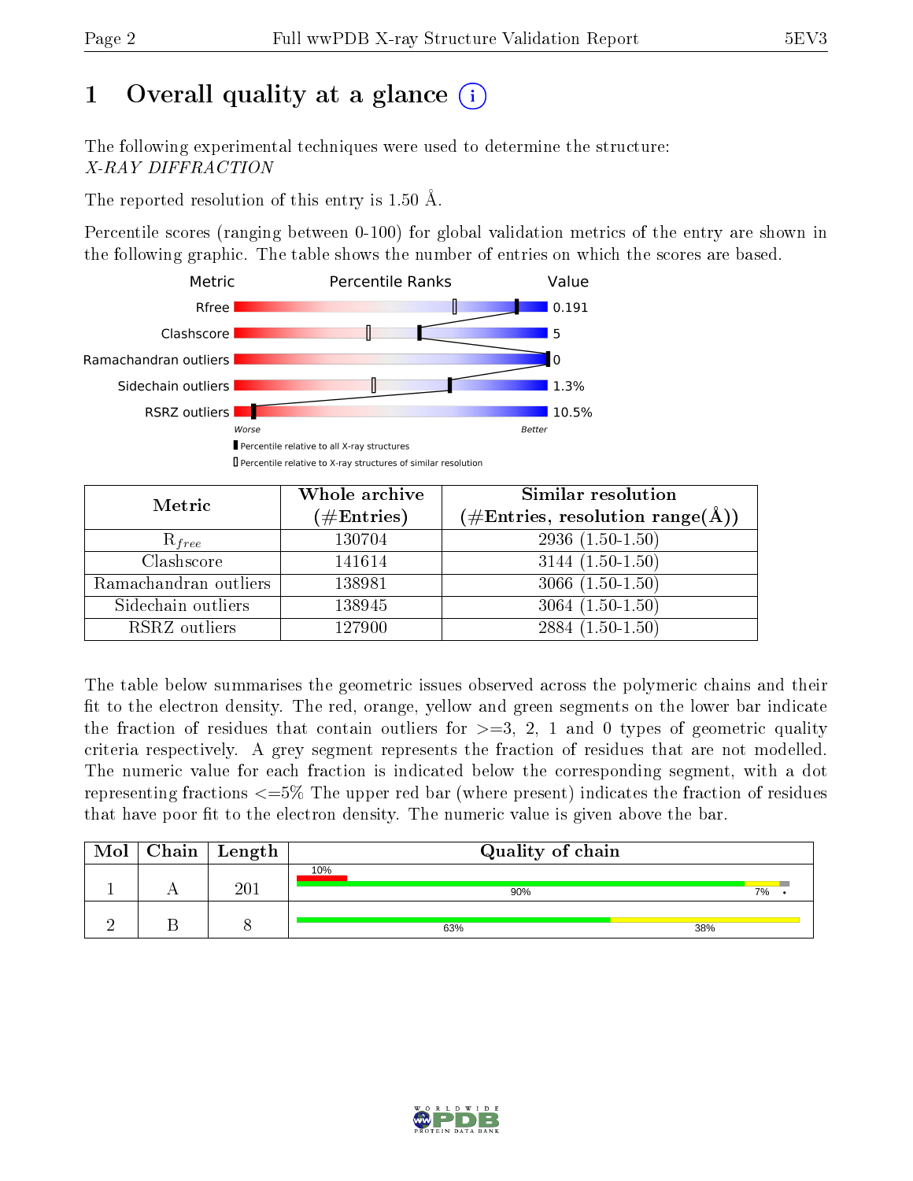# 1 Overall quality at a glance (i)

The following experimental techniques were used to determine the structure:
*X-RAY DIFFRACTION*

The reported resolution of this entry is 1.50 Å.

Percentile scores (ranging between 0-100) for global validation metrics of the entry are shown in the following graphic. The table shows the number of entries on which the scores are based.

| Metric | Value |
|---|---|
| Rfree | 0.191 |
| Clashscore | 5 |
| Ramachandran outliers | 0 |
| Sidechain outliers | 1.3% |
| RSRZ outliers | 10.5% |

Worse — Better

▮ Percentile relative to all X-ray structures
▯ Percentile relative to X-ray structures of similar resolution

| Metric | Whole archive (#Entries) | Similar resolution (#Entries, resolution range(Å)) |
|---|---|---|
| $R_{free}$ | 130704 | 2936 (1.50-1.50) |
| Clashscore | 141614 | 3144 (1.50-1.50) |
| Ramachandran outliers | 138981 | 3066 (1.50-1.50) |
| Sidechain outliers | 138945 | 3064 (1.50-1.50) |
| RSRZ outliers | 127900 | 2884 (1.50-1.50) |

The table below summarises the geometric issues observed across the polymeric chains and their fit to the electron density. The red, orange, yellow and green segments on the lower bar indicate the fraction of residues that contain outliers for >=3, 2, 1 and 0 types of geometric quality criteria respectively. A grey segment represents the fraction of residues that are not modelled. The numeric value for each fraction is indicated below the corresponding segment, with a dot representing fractions <=5% The upper red bar (where present) indicates the fraction of residues that have poor fit to the electron density. The numeric value is given above the bar.

| Mol | Chain | Length | Quality of chain |
|---|---|---|---|
| 1 | A | 201 | 10% (poor fit); 90% green, 7% yellow, • grey |
| 2 | B | 8 | 63% green, 38% yellow |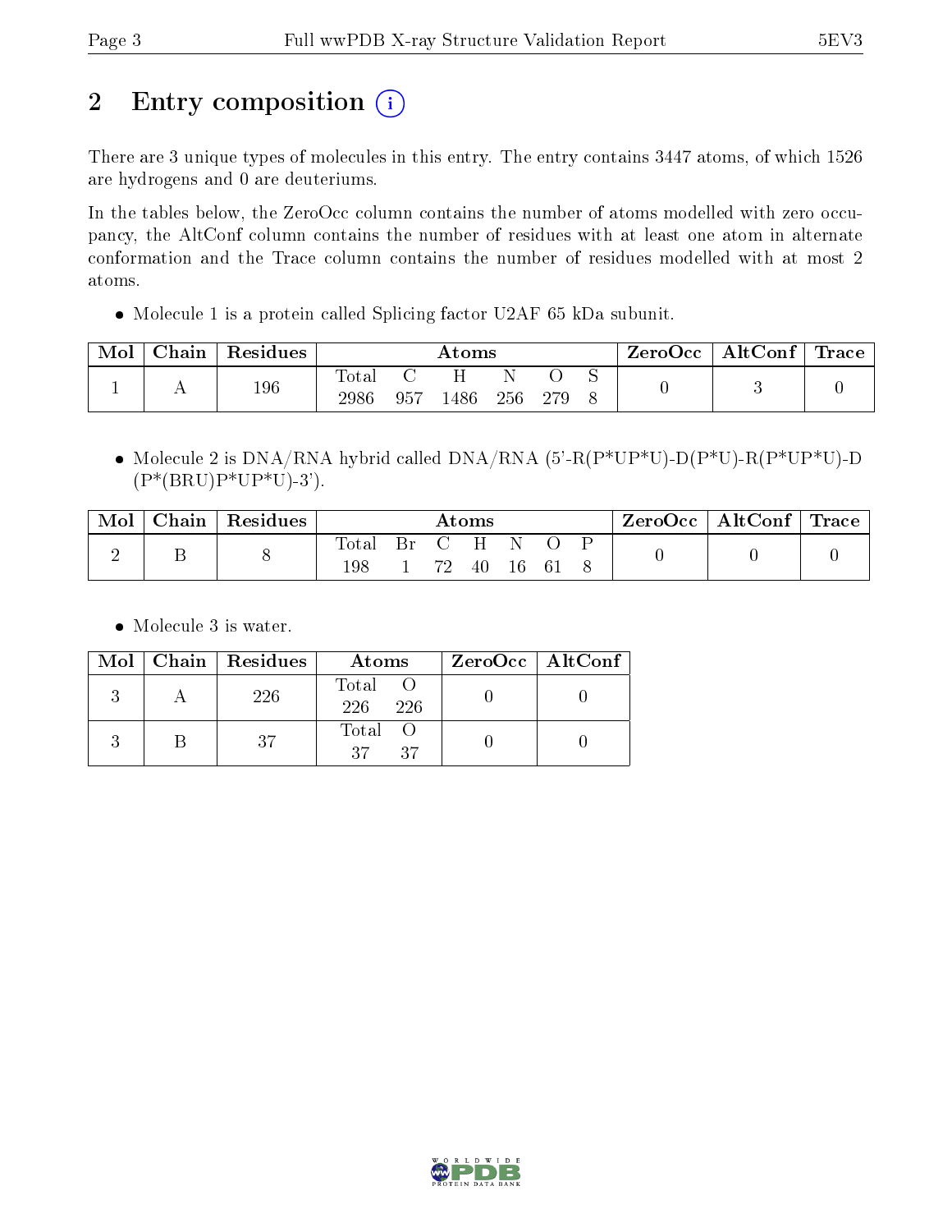# 2 Entry composition (i)

There are 3 unique types of molecules in this entry. The entry contains 3447 atoms, of which 1526 are hydrogens and 0 are deuteriums.

In the tables below, the ZeroOcc column contains the number of atoms modelled with zero occupancy, the AltConf column contains the number of residues with at least one atom in alternate conformation and the Trace column contains the number of residues modelled with at most 2 atoms.

- Molecule 1 is a protein called Splicing factor U2AF 65 kDa subunit.

| Mol | Chain | Residues | Atoms | | | | | | ZeroOcc | AltConf | Trace |
|---|---|---|---|---|---|---|---|---|---|---|---|
| 1 | A | 196 | Total<br>2986 | C<br>957 | H<br>1486 | N<br>256 | O<br>279 | S<br>8 | 0 | 3 | 0 |

- Molecule 2 is DNA/RNA hybrid called DNA/RNA (5'-R(P*UP*U)-D(P*U)-R(P*UP*U)-D(P*(BRU)P*UP*U)-3').

| Mol | Chain | Residues | Atoms | | | | | | | ZeroOcc | AltConf | Trace |
|---|---|---|---|---|---|---|---|---|---|---|---|---|
| 2 | B | 8 | Total<br>198 | Br<br>1 | C<br>72 | H<br>40 | N<br>16 | O<br>61 | P<br>8 | 0 | 0 | 0 |

- Molecule 3 is water.

| Mol | Chain | Residues | Atoms | | ZeroOcc | AltConf |
|---|---|---|---|---|---|---|
| 3 | A | 226 | Total<br>226 | O<br>226 | 0 | 0 |
| 3 | B | 37 | Total<br>37 | O<br>37 | 0 | 0 |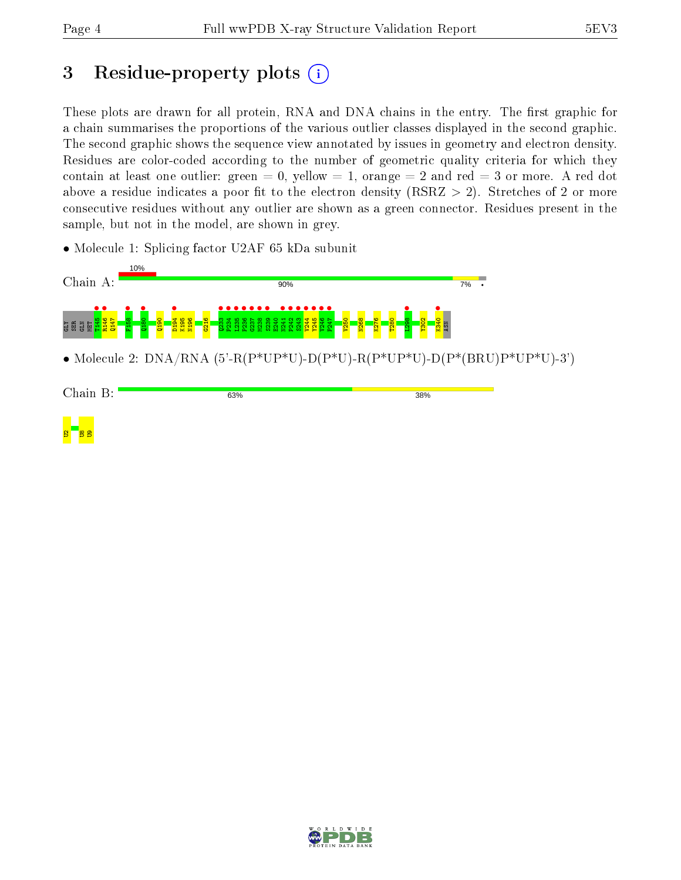# 3 Residue-property plots

These plots are drawn for all protein, RNA and DNA chains in the entry. The first graphic for a chain summarises the proportions of the various outlier classes displayed in the second graphic. The second graphic shows the sequence view annotated by issues in geometry and electron density. Residues are color-coded according to the number of geometric quality criteria for which they contain at least one outlier: green = 0, yellow = 1, orange = 2 and red = 3 or more. A red dot above a residue indicates a poor fit to the electron density (RSRZ > 2). Stretches of 2 or more consecutive residues without any outlier are shown as a green connector. Residues present in the sample, but not in the model, are shown in grey.

- Molecule 1: Splicing factor U2AF 65 kDa subunit

Chain A: 10% | 90% | 7% | •

GLY SER GLN MET T145 R146 Q147 F158 Q180 Q190 D194 K195 N196 G216 Q233 P234 L235 P236 G237 M238 S239 E240 N241 P242 S243 V244 Y245 V246 P247 V250 N268 K276 T280 L298 Y302 K340 ASN

- Molecule 2: DNA/RNA (5'-R(P*UP*U)-D(P*U)-R(P*UP*U)-D(P*(BRU)P*UP*U)-3')

Chain B: 63% | 38%

U2 U8 U9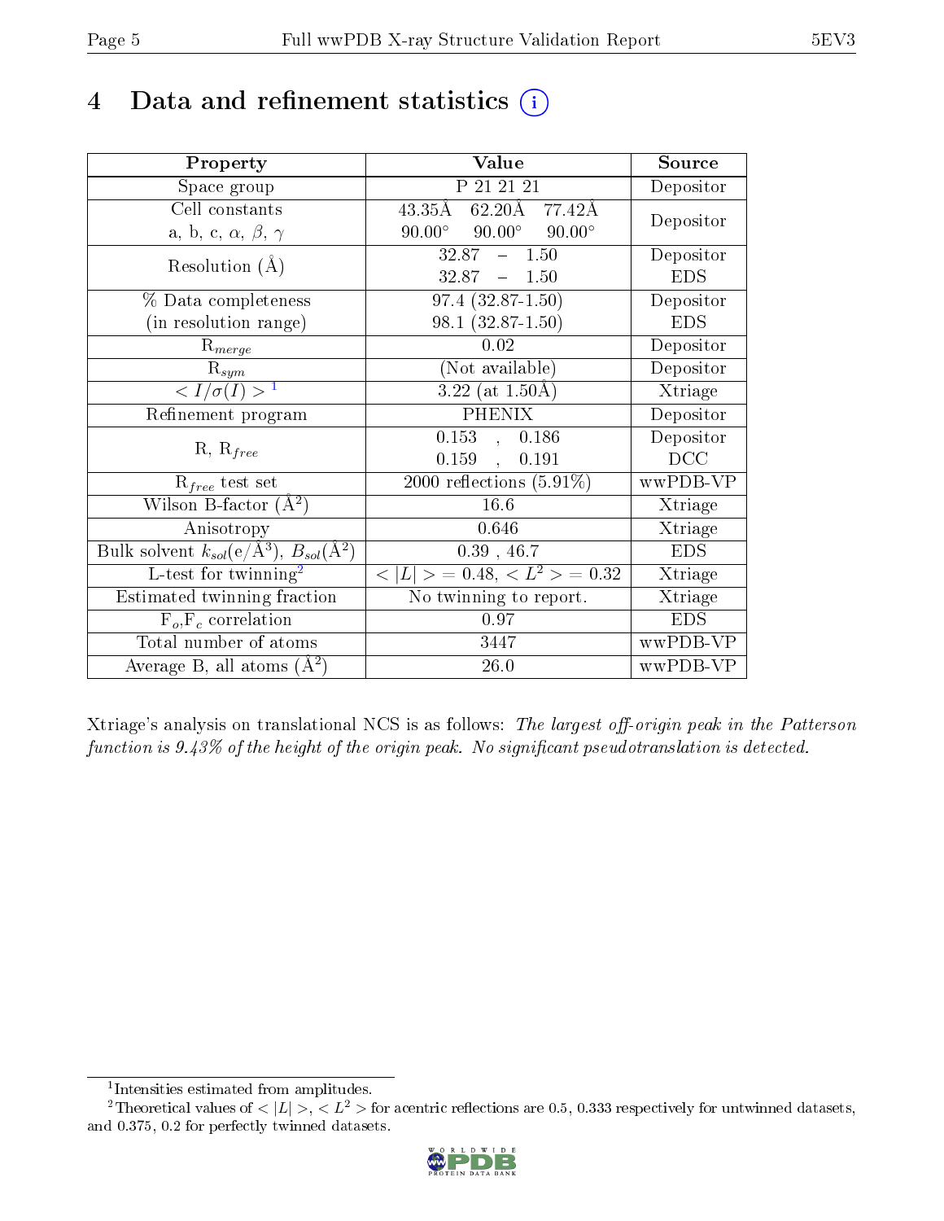# 4 Data and refinement statistics (i)

| Property | Value | Source |
|---|---|---|
| Space group | P 21 21 21 | Depositor |
| Cell constants<br>a, b, c, $\alpha$, $\beta$, $\gamma$ | 43.35Å 62.20Å 77.42Å<br>90.00° 90.00° 90.00° | Depositor |
| Resolution (Å) | 32.87 – 1.50<br>32.87 – 1.50 | Depositor<br>EDS |
| % Data completeness<br>(in resolution range) | 97.4 (32.87-1.50)<br>98.1 (32.87-1.50) | Depositor<br>EDS |
| $R_{merge}$ | 0.02 | Depositor |
| $R_{sym}$ | (Not available) | Depositor |
| $< I/\sigma(I) >$ [1] | 3.22 (at 1.50Å) | Xtriage |
| Refinement program | PHENIX | Depositor |
| R, $R_{free}$ | 0.153 , 0.186<br>0.159 , 0.191 | Depositor<br>DCC |
| $R_{free}$ test set | 2000 reflections (5.91%) | wwPDB-VP |
| Wilson B-factor (Å$^2$) | 16.6 | Xtriage |
| Anisotropy | 0.646 | Xtriage |
| Bulk solvent $k_{sol}$(e/Å$^3$), $B_{sol}$(Å$^2$) | 0.39 , 46.7 | EDS |
| L-test for twinning[2] | $< \|L\| >$ = 0.48, $< L^2 >$ = 0.32 | Xtriage |
| Estimated twinning fraction | No twinning to report. | Xtriage |
| $F_o$,$F_c$ correlation | 0.97 | EDS |
| Total number of atoms | 3447 | wwPDB-VP |
| Average B, all atoms (Å$^2$) | 26.0 | wwPDB-VP |

Xtriage's analysis on translational NCS is as follows: *The largest off-origin peak in the Patterson function is 9.43% of the height of the origin peak. No significant pseudotranslation is detected.*

[1] Intensities estimated from amplitudes.

[2] Theoretical values of $< |L| >$, $< L^2 >$ for acentric reflections are 0.5, 0.333 respectively for untwinned datasets, and 0.375, 0.2 for perfectly twinned datasets.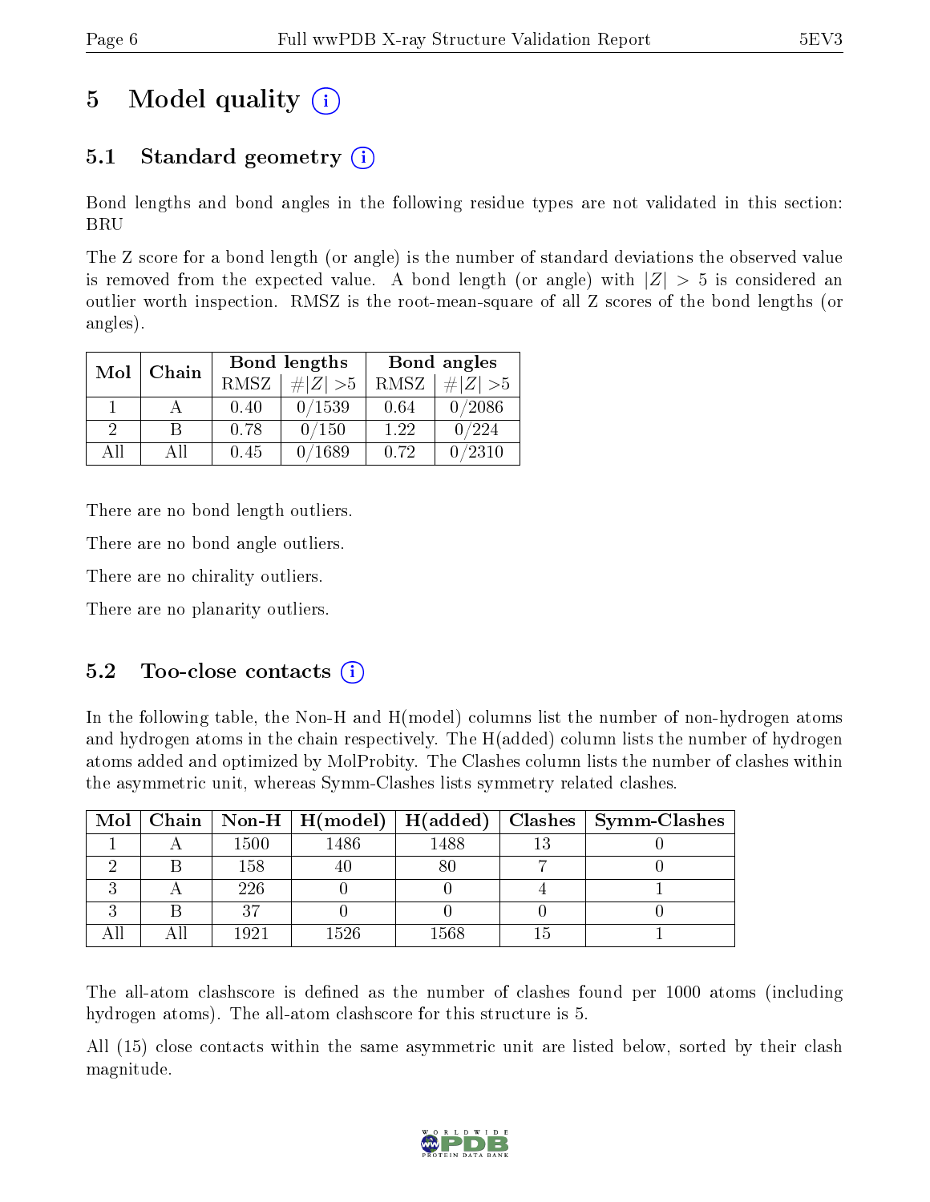# 5 Model quality

## 5.1 Standard geometry

Bond lengths and bond angles in the following residue types are not validated in this section: BRU

The Z score for a bond length (or angle) is the number of standard deviations the observed value is removed from the expected value. A bond length (or angle) with $|Z| > 5$ is considered an outlier worth inspection. RMSZ is the root-mean-square of all Z scores of the bond lengths (or angles).

| Mol | Chain | Bond lengths | | Bond angles | |
|---|---|---|---|---|---|
| | | RMSZ | #$\|Z\|$ >5 | RMSZ | #$\|Z\|$ >5 |
| 1 | A | 0.40 | 0/1539 | 0.64 | 0/2086 |
| 2 | B | 0.78 | 0/150 | 1.22 | 0/224 |
| All | All | 0.45 | 0/1689 | 0.72 | 0/2310 |

There are no bond length outliers.

There are no bond angle outliers.

There are no chirality outliers.

There are no planarity outliers.

## 5.2 Too-close contacts

In the following table, the Non-H and H(model) columns list the number of non-hydrogen atoms and hydrogen atoms in the chain respectively. The H(added) column lists the number of hydrogen atoms added and optimized by MolProbity. The Clashes column lists the number of clashes within the asymmetric unit, whereas Symm-Clashes lists symmetry related clashes.

| Mol | Chain | Non-H | H(model) | H(added) | Clashes | Symm-Clashes |
|---|---|---|---|---|---|---|
| 1 | A | 1500 | 1486 | 1488 | 13 | 0 |
| 2 | B | 158 | 40 | 80 | 7 | 0 |
| 3 | A | 226 | 0 | 0 | 4 | 1 |
| 3 | B | 37 | 0 | 0 | 0 | 0 |
| All | All | 1921 | 1526 | 1568 | 15 | 1 |

The all-atom clashscore is defined as the number of clashes found per 1000 atoms (including hydrogen atoms). The all-atom clashscore for this structure is 5.

All (15) close contacts within the same asymmetric unit are listed below, sorted by their clash magnitude.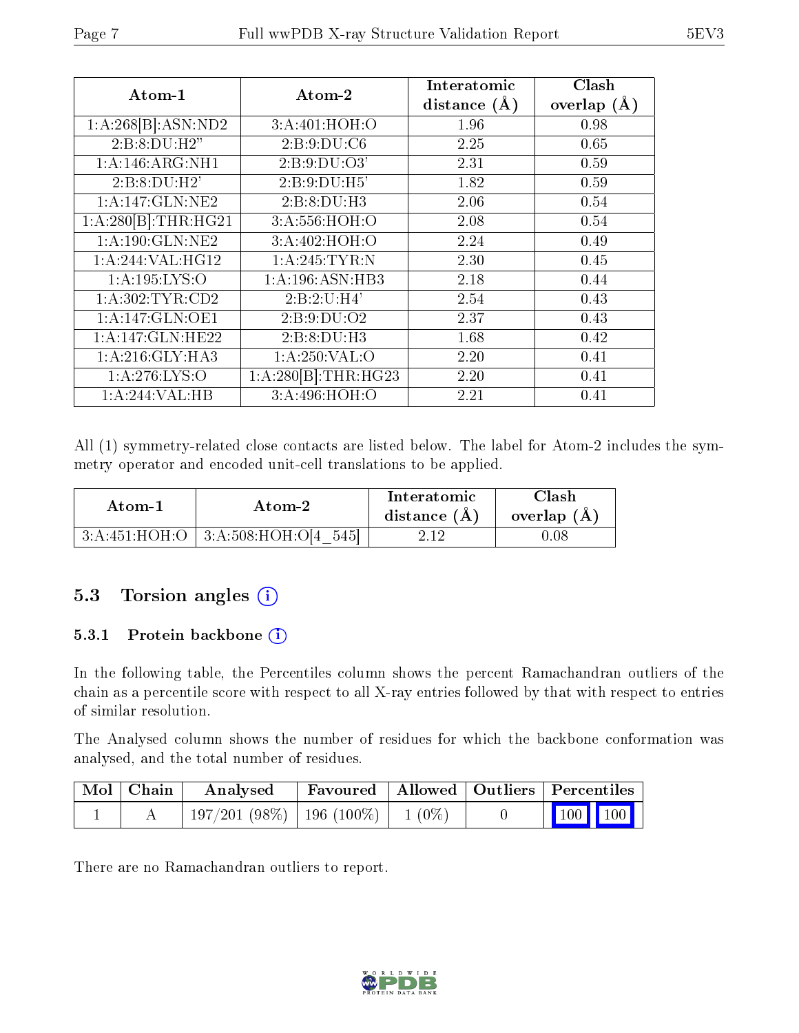| Atom-1 | Atom-2 | Interatomic distance (Å) | Clash overlap (Å) |
|---|---|---|---|
| 1:A:268[B]:ASN:ND2 | 3:A:401:HOH:O | 1.96 | 0.98 |
| 2:B:8:DU:H2" | 2:B:9:DU:C6 | 2.25 | 0.65 |
| 1:A:146:ARG:NH1 | 2:B:9:DU:O3' | 2.31 | 0.59 |
| 2:B:8:DU:H2' | 2:B:9:DU:H5' | 1.82 | 0.59 |
| 1:A:147:GLN:NE2 | 2:B:8:DU:H3 | 2.06 | 0.54 |
| 1:A:280[B]:THR:HG21 | 3:A:556:HOH:O | 2.08 | 0.54 |
| 1:A:190:GLN:NE2 | 3:A:402:HOH:O | 2.24 | 0.49 |
| 1:A:244:VAL:HG12 | 1:A:245:TYR:N | 2.30 | 0.45 |
| 1:A:195:LYS:O | 1:A:196:ASN:HB3 | 2.18 | 0.44 |
| 1:A:302:TYR:CD2 | 2:B:2:U:H4' | 2.54 | 0.43 |
| 1:A:147:GLN:OE1 | 2:B:9:DU:O2 | 2.37 | 0.43 |
| 1:A:147:GLN:HE22 | 2:B:8:DU:H3 | 1.68 | 0.42 |
| 1:A:216:GLY:HA3 | 1:A:250:VAL:O | 2.20 | 0.41 |
| 1:A:276:LYS:O | 1:A:280[B]:THR:HG23 | 2.20 | 0.41 |
| 1:A:244:VAL:HB | 3:A:496:HOH:O | 2.21 | 0.41 |

All (1) symmetry-related close contacts are listed below. The label for Atom-2 includes the symmetry operator and encoded unit-cell translations to be applied.

| Atom-1 | Atom-2 | Interatomic distance (Å) | Clash overlap (Å) |
|---|---|---|---|
| 3:A:451:HOH:O | 3:A:508:HOH:O[4_545] | 2.12 | 0.08 |

## 5.3 Torsion angles (i)

### 5.3.1 Protein backbone (i)

In the following table, the Percentiles column shows the percent Ramachandran outliers of the chain as a percentile score with respect to all X-ray entries followed by that with respect to entries of similar resolution.

The Analysed column shows the number of residues for which the backbone conformation was analysed, and the total number of residues.

| Mol | Chain | Analysed | Favoured | Allowed | Outliers | Percentiles | |
|---|---|---|---|---|---|---|---|
| 1 | A | 197/201 (98%) | 196 (100%) | 1 (0%) | 0 | 100 | 100 |

There are no Ramachandran outliers to report.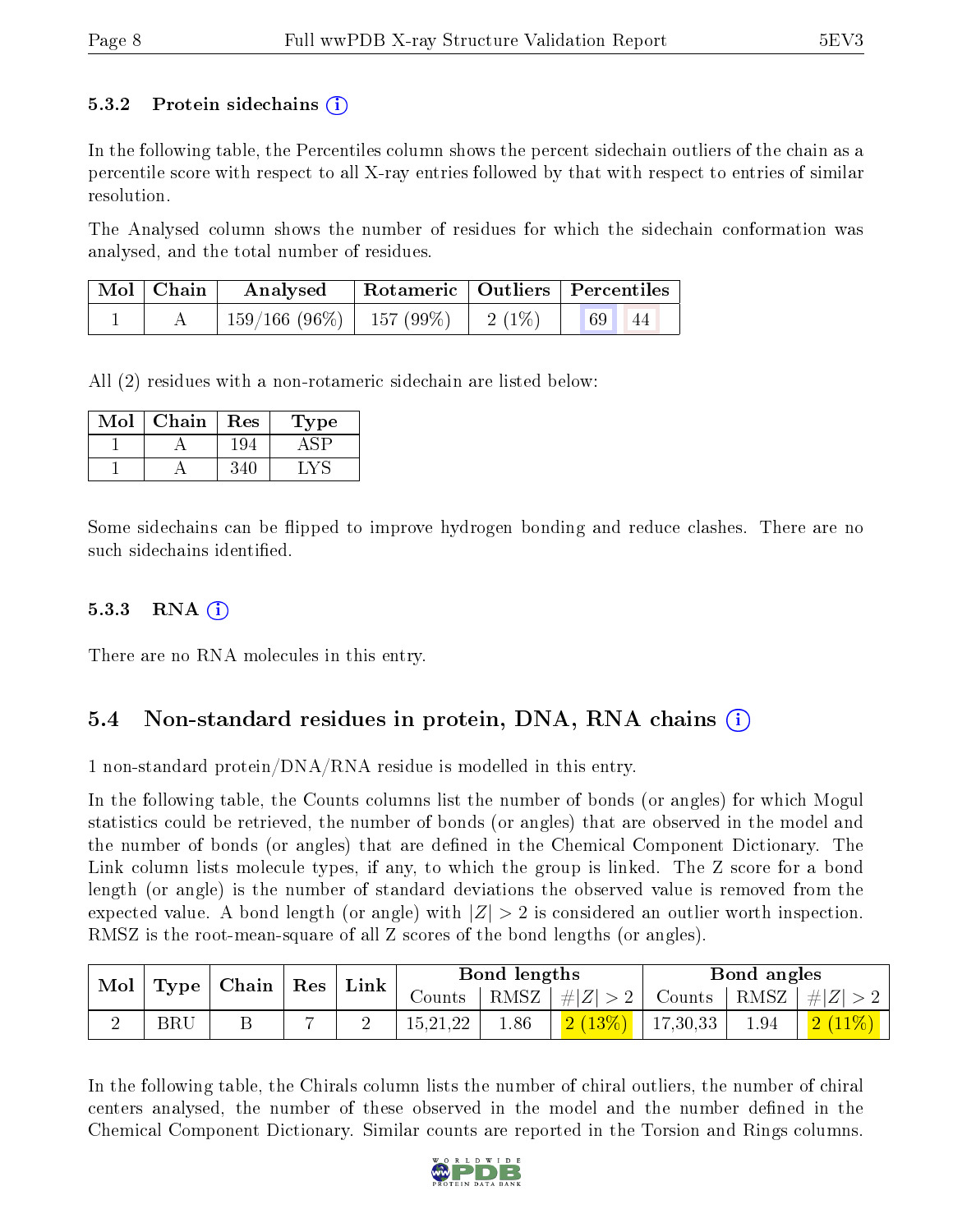### 5.3.2 Protein sidechains (i)

In the following table, the Percentiles column shows the percent sidechain outliers of the chain as a percentile score with respect to all X-ray entries followed by that with respect to entries of similar resolution.

The Analysed column shows the number of residues for which the sidechain conformation was analysed, and the total number of residues.

| Mol | Chain | Analysed | Rotameric | Outliers | Percentiles | |
|---|---|---|---|---|---|---|
| 1 | A | 159/166 (96%) | 157 (99%) | 2 (1%) | 69 | 44 |

All (2) residues with a non-rotameric sidechain are listed below:

| Mol | Chain | Res | Type |
|---|---|---|---|
| 1 | A | 194 | ASP |
| 1 | A | 340 | LYS |

Some sidechains can be flipped to improve hydrogen bonding and reduce clashes. There are no such sidechains identified.

### 5.3.3 RNA (i)

There are no RNA molecules in this entry.

## 5.4 Non-standard residues in protein, DNA, RNA chains (i)

1 non-standard protein/DNA/RNA residue is modelled in this entry.

In the following table, the Counts columns list the number of bonds (or angles) for which Mogul statistics could be retrieved, the number of bonds (or angles) that are observed in the model and the number of bonds (or angles) that are defined in the Chemical Component Dictionary. The Link column lists molecule types, if any, to which the group is linked. The Z score for a bond length (or angle) is the number of standard deviations the observed value is removed from the expected value. A bond length (or angle) with $|Z| > 2$ is considered an outlier worth inspection. RMSZ is the root-mean-square of all Z scores of the bond lengths (or angles).

| Mol | Type | Chain | Res | Link | Bond lengths | | | Bond angles | | |
|---|---|---|---|---|---|---|---|---|---|---|
| | | | | | Counts | RMSZ | $\#\|Z\| > 2$ | Counts | RMSZ | $\#\|Z\| > 2$ |
| 2 | BRU | B | 7 | 2 | 15,21,22 | 1.86 | 2 (13%) | 17,30,33 | 1.94 | 2 (11%) |

In the following table, the Chirals column lists the number of chiral outliers, the number of chiral centers analysed, the number of these observed in the model and the number defined in the Chemical Component Dictionary. Similar counts are reported in the Torsion and Rings columns.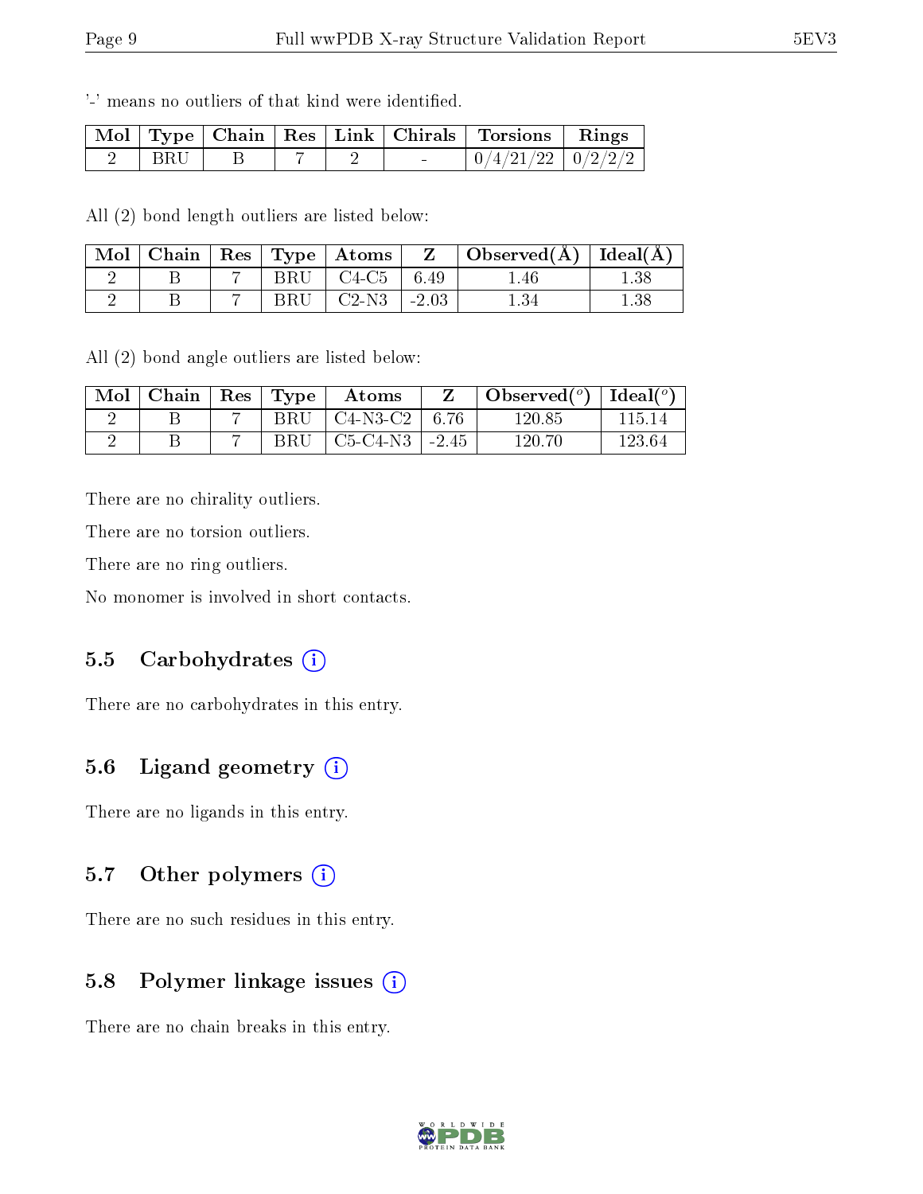'-' means no outliers of that kind were identified.

| Mol | Type | Chain | Res | Link | Chirals | Torsions | Rings |
|---|---|---|---|---|---|---|---|
| 2 | BRU | B | 7 | 2 | - | 0/4/21/22 | 0/2/2/2 |

All (2) bond length outliers are listed below:

| Mol | Chain | Res | Type | Atoms | Z | Observed(Å) | Ideal(Å) |
|---|---|---|---|---|---|---|---|
| 2 | B | 7 | BRU | C4-C5 | 6.49 | 1.46 | 1.38 |
| 2 | B | 7 | BRU | C2-N3 | -2.03 | 1.34 | 1.38 |

All (2) bond angle outliers are listed below:

| Mol | Chain | Res | Type | Atoms | Z | Observed($^o$) | Ideal($^o$) |
|---|---|---|---|---|---|---|---|
| 2 | B | 7 | BRU | C4-N3-C2 | 6.76 | 120.85 | 115.14 |
| 2 | B | 7 | BRU | C5-C4-N3 | -2.45 | 120.70 | 123.64 |

There are no chirality outliers.

There are no torsion outliers.

There are no ring outliers.

No monomer is involved in short contacts.

### 5.5 Carbohydrates

There are no carbohydrates in this entry.

### 5.6 Ligand geometry

There are no ligands in this entry.

### 5.7 Other polymers

There are no such residues in this entry.

### 5.8 Polymer linkage issues

There are no chain breaks in this entry.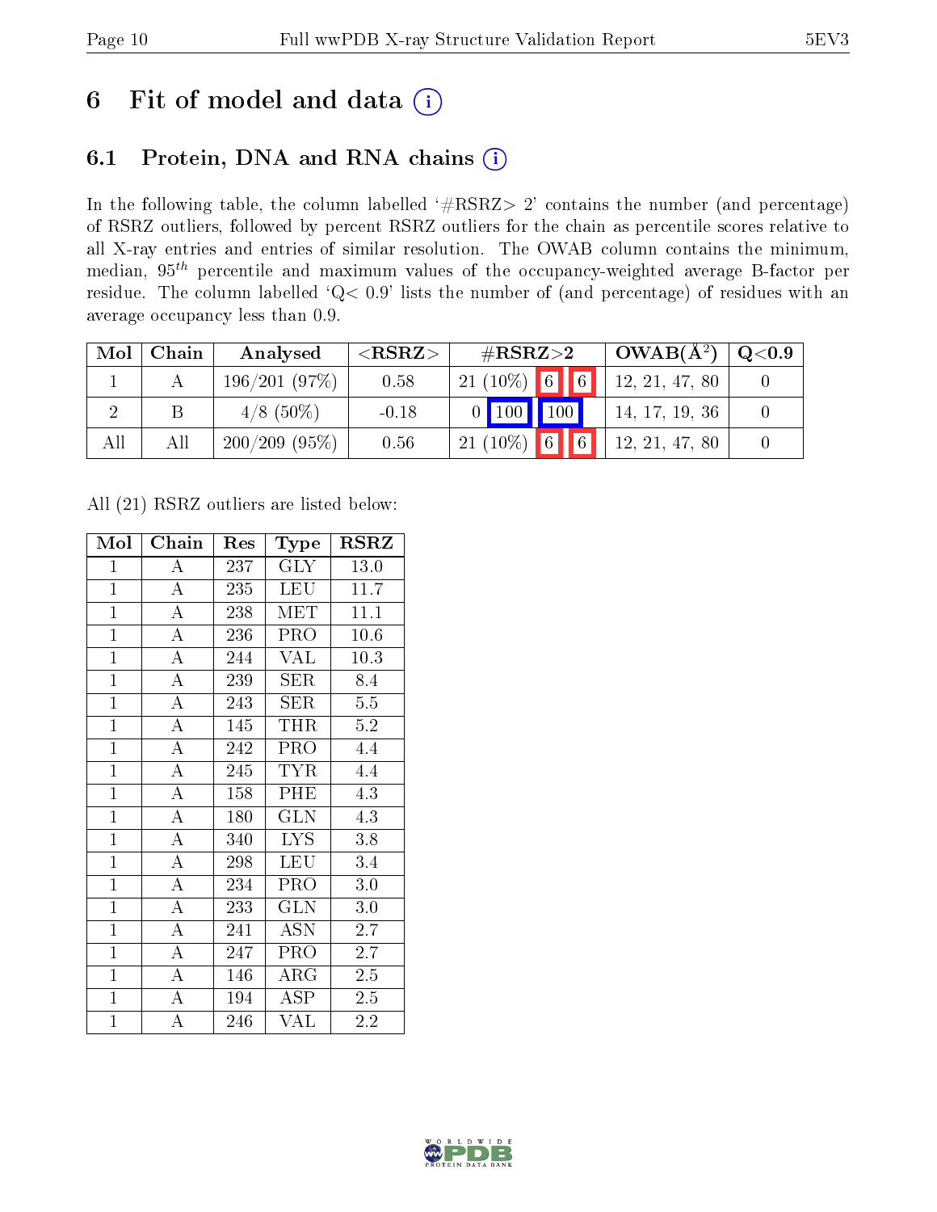# 6 Fit of model and data (i)

## 6.1 Protein, DNA and RNA chains (i)

In the following table, the column labelled '#RSRZ> 2' contains the number (and percentage) of RSRZ outliers, followed by percent RSRZ outliers for the chain as percentile scores relative to all X-ray entries and entries of similar resolution. The OWAB column contains the minimum, median, $95^{th}$ percentile and maximum values of the occupancy-weighted average B-factor per residue. The column labelled 'Q< 0.9' lists the number of (and percentage) of residues with an average occupancy less than 0.9.

| Mol | Chain | Analysed | <RSRZ> | #RSRZ>2 | OWAB(Å$^2$) | Q<0.9 |
|---|---|---|---|---|---|---|
| 1 | A | 196/201 (97%) | 0.58 | 21 (10%) 6 6 | 12, 21, 47, 80 | 0 |
| 2 | B | 4/8 (50%) | -0.18 | 0 100 100 | 14, 17, 19, 36 | 0 |
| All | All | 200/209 (95%) | 0.56 | 21 (10%) 6 6 | 12, 21, 47, 80 | 0 |

All (21) RSRZ outliers are listed below:

| Mol | Chain | Res | Type | RSRZ |
|---|---|---|---|---|
| 1 | A | 237 | GLY | 13.0 |
| 1 | A | 235 | LEU | 11.7 |
| 1 | A | 238 | MET | 11.1 |
| 1 | A | 236 | PRO | 10.6 |
| 1 | A | 244 | VAL | 10.3 |
| 1 | A | 239 | SER | 8.4 |
| 1 | A | 243 | SER | 5.5 |
| 1 | A | 145 | THR | 5.2 |
| 1 | A | 242 | PRO | 4.4 |
| 1 | A | 245 | TYR | 4.4 |
| 1 | A | 158 | PHE | 4.3 |
| 1 | A | 180 | GLN | 4.3 |
| 1 | A | 340 | LYS | 3.8 |
| 1 | A | 298 | LEU | 3.4 |
| 1 | A | 234 | PRO | 3.0 |
| 1 | A | 233 | GLN | 3.0 |
| 1 | A | 241 | ASN | 2.7 |
| 1 | A | 247 | PRO | 2.7 |
| 1 | A | 146 | ARG | 2.5 |
| 1 | A | 194 | ASP | 2.5 |
| 1 | A | 246 | VAL | 2.2 |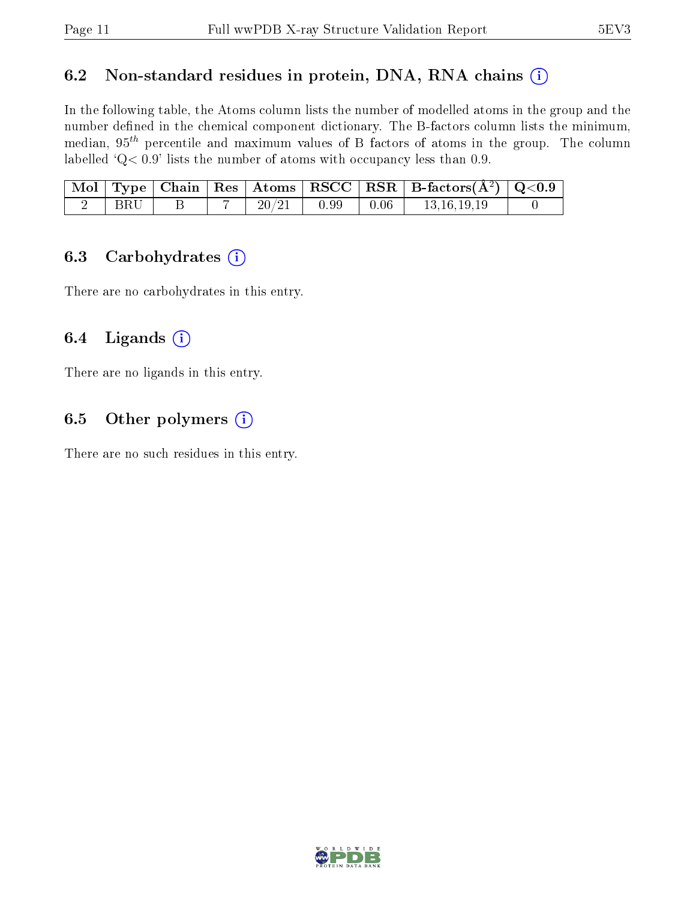### 6.2 Non-standard residues in protein, DNA, RNA chains (i)

In the following table, the Atoms column lists the number of modelled atoms in the group and the number defined in the chemical component dictionary. The B-factors column lists the minimum, median, $95^{th}$ percentile and maximum values of B factors of atoms in the group. The column labelled 'Q< 0.9' lists the number of atoms with occupancy less than 0.9.

| Mol | Type | Chain | Res | Atoms | RSCC | RSR | B-factors($Å^2$) | Q<0.9 |
|---|---|---|---|---|---|---|---|---|
| 2 | BRU | B | 7 | 20/21 | 0.99 | 0.06 | 13,16,19,19 | 0 |

### 6.3 Carbohydrates (i)

There are no carbohydrates in this entry.

### 6.4 Ligands (i)

There are no ligands in this entry.

### 6.5 Other polymers (i)

There are no such residues in this entry.